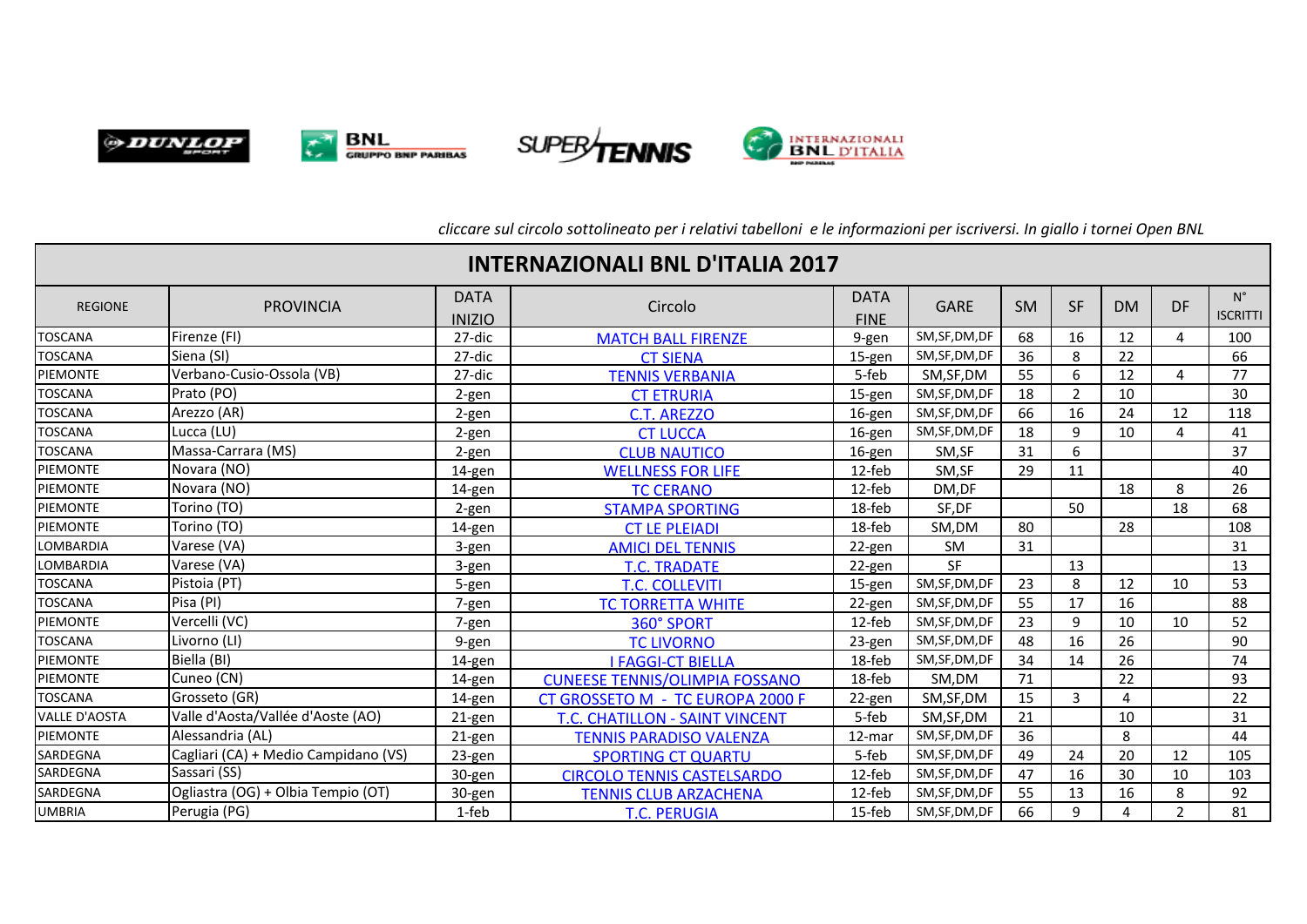*cliccare sul circolo sottolineato per i relativi tabelloni e le informazioni per iscriversi. In giallo i tornei Open BNL*

## INTERNAZIONALI BNL D'ITALIA 2017

| REGIONE | PROVINCIA | DATA INIZIO | Circolo | DATA FINE | GARE | SM | SF | DM | DF | N° ISCRITTI |
|---|---|---|---|---|---|---|---|---|---|---|
| TOSCANA | Firenze (FI) | 27-dic | MATCH BALL FIRENZE | 9-gen | SM,SF,DM,DF | 68 | 16 | 12 | 4 | 100 |
| TOSCANA | Siena (SI) | 27-dic | CT SIENA | 15-gen | SM,SF,DM,DF | 36 | 8 | 22 | | 66 |
| PIEMONTE | Verbano-Cusio-Ossola (VB) | 27-dic | TENNIS VERBANIA | 5-feb | SM,SF,DM | 55 | 6 | 12 | 4 | 77 |
| TOSCANA | Prato (PO) | 2-gen | CT ETRURIA | 15-gen | SM,SF,DM,DF | 18 | 2 | 10 | | 30 |
| TOSCANA | Arezzo (AR) | 2-gen | C.T. AREZZO | 16-gen | SM,SF,DM,DF | 66 | 16 | 24 | 12 | 118 |
| TOSCANA | Lucca (LU) | 2-gen | CT LUCCA | 16-gen | SM,SF,DM,DF | 18 | 9 | 10 | 4 | 41 |
| TOSCANA | Massa-Carrara (MS) | 2-gen | CLUB NAUTICO | 16-gen | SM,SF | 31 | 6 | | | 37 |
| PIEMONTE | Novara (NO) | 14-gen | WELLNESS FOR LIFE | 12-feb | SM,SF | 29 | 11 | | | 40 |
| PIEMONTE | Novara (NO) | 14-gen | TC CERANO | 12-feb | DM,DF | | | 18 | 8 | 26 |
| PIEMONTE | Torino (TO) | 2-gen | STAMPA SPORTING | 18-feb | SF,DF | | 50 | | 18 | 68 |
| PIEMONTE | Torino (TO) | 14-gen | CT LE PLEIADI | 18-feb | SM,DM | 80 | | 28 | | 108 |
| LOMBARDIA | Varese (VA) | 3-gen | AMICI DEL TENNIS | 22-gen | SM | 31 | | | | 31 |
| LOMBARDIA | Varese (VA) | 3-gen | T.C. TRADATE | 22-gen | SF | | 13 | | | 13 |
| TOSCANA | Pistoia (PT) | 5-gen | T.C. COLLEVITI | 15-gen | SM,SF,DM,DF | 23 | 8 | 12 | 10 | 53 |
| TOSCANA | Pisa (PI) | 7-gen | TC TORRETTA WHITE | 22-gen | SM,SF,DM,DF | 55 | 17 | 16 | | 88 |
| PIEMONTE | Vercelli (VC) | 7-gen | 360° SPORT | 12-feb | SM,SF,DM,DF | 23 | 9 | 10 | 10 | 52 |
| TOSCANA | Livorno (LI) | 9-gen | TC LIVORNO | 23-gen | SM,SF,DM,DF | 48 | 16 | 26 | | 90 |
| PIEMONTE | Biella (BI) | 14-gen | I FAGGI-CT BIELLA | 18-feb | SM,SF,DM,DF | 34 | 14 | 26 | | 74 |
| PIEMONTE | Cuneo (CN) | 14-gen | CUNEESE TENNIS/OLIMPIA FOSSANO | 18-feb | SM,DM | 71 | | 22 | | 93 |
| TOSCANA | Grosseto (GR) | 14-gen | CT GROSSETO M - TC EUROPA 2000 F | 22-gen | SM,SF,DM | 15 | 3 | 4 | | 22 |
| VALLE D'AOSTA | Valle d'Aosta/Vallée d'Aoste (AO) | 21-gen | T.C. CHATILLON - SAINT VINCENT | 5-feb | SM,SF,DM | 21 | | 10 | | 31 |
| PIEMONTE | Alessandria (AL) | 21-gen | TENNIS PARADISO VALENZA | 12-mar | SM,SF,DM,DF | 36 | | 8 | | 44 |
| SARDEGNA | Cagliari (CA) + Medio Campidano (VS) | 23-gen | SPORTING CT QUARTU | 5-feb | SM,SF,DM,DF | 49 | 24 | 20 | 12 | 105 |
| SARDEGNA | Sassari (SS) | 30-gen | CIRCOLO TENNIS CASTELSARDO | 12-feb | SM,SF,DM,DF | 47 | 16 | 30 | 10 | 103 |
| SARDEGNA | Ogliastra (OG) + Olbia Tempio (OT) | 30-gen | TENNIS CLUB ARZACHENA | 12-feb | SM,SF,DM,DF | 55 | 13 | 16 | 8 | 92 |
| UMBRIA | Perugia (PG) | 1-feb | T.C. PERUGIA | 15-feb | SM,SF,DM,DF | 66 | 9 | 4 | 2 | 81 |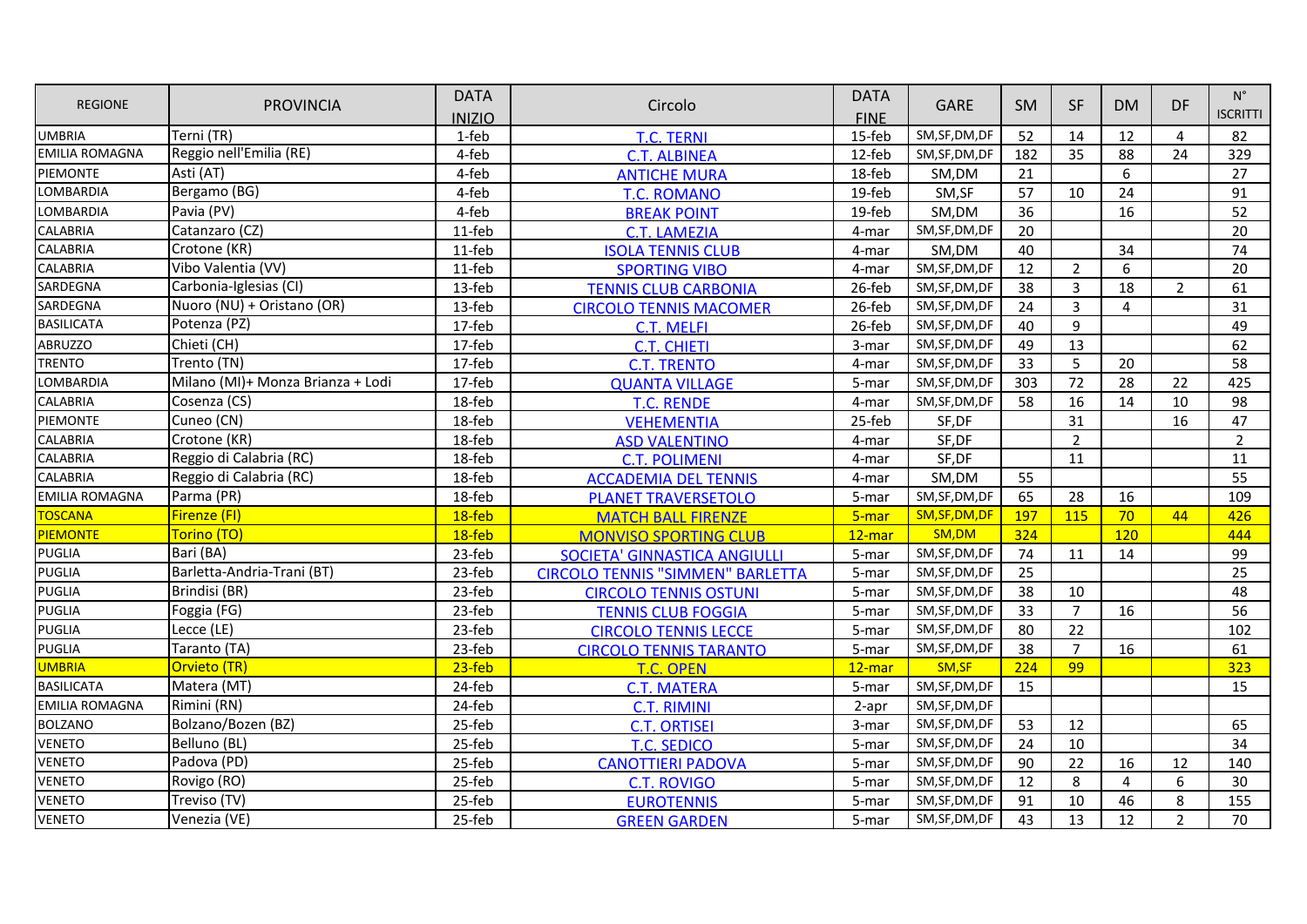| REGIONE | PROVINCIA | DATA INIZIO | Circolo | DATA FINE | GARE | SM | SF | DM | DF | N° ISCRITTI |
|---|---|---|---|---|---|---|---|---|---|---|
| UMBRIA | Terni (TR) | 1-feb | T.C. TERNI | 15-feb | SM,SF,DM,DF | 52 | 14 | 12 | 4 | 82 |
| EMILIA ROMAGNA | Reggio nell'Emilia (RE) | 4-feb | C.T. ALBINEA | 12-feb | SM,SF,DM,DF | 182 | 35 | 88 | 24 | 329 |
| PIEMONTE | Asti (AT) | 4-feb | ANTICHE MURA | 18-feb | SM,DM | 21 | | 6 | | 27 |
| LOMBARDIA | Bergamo (BG) | 4-feb | T.C. ROMANO | 19-feb | SM,SF | 57 | 10 | 24 | | 91 |
| LOMBARDIA | Pavia (PV) | 4-feb | BREAK POINT | 19-feb | SM,DM | 36 | | 16 | | 52 |
| CALABRIA | Catanzaro (CZ) | 11-feb | C.T. LAMEZIA | 4-mar | SM,SF,DM,DF | 20 | | | | 20 |
| CALABRIA | Crotone (KR) | 11-feb | ISOLA TENNIS CLUB | 4-mar | SM,DM | 40 | | 34 | | 74 |
| CALABRIA | Vibo Valentia (VV) | 11-feb | SPORTING VIBO | 4-mar | SM,SF,DM,DF | 12 | 2 | 6 | | 20 |
| SARDEGNA | Carbonia-Iglesias (CI) | 13-feb | TENNIS CLUB CARBONIA | 26-feb | SM,SF,DM,DF | 38 | 3 | 18 | 2 | 61 |
| SARDEGNA | Nuoro (NU) + Oristano (OR) | 13-feb | CIRCOLO TENNIS MACOMER | 26-feb | SM,SF,DM,DF | 24 | 3 | 4 | | 31 |
| BASILICATA | Potenza (PZ) | 17-feb | C.T. MELFI | 26-feb | SM,SF,DM,DF | 40 | 9 | | | 49 |
| ABRUZZO | Chieti (CH) | 17-feb | C.T. CHIETI | 3-mar | SM,SF,DM,DF | 49 | 13 | | | 62 |
| TRENTO | Trento (TN) | 17-feb | C.T. TRENTO | 4-mar | SM,SF,DM,DF | 33 | 5 | 20 | | 58 |
| LOMBARDIA | Milano (MI)+ Monza Brianza + Lodi | 17-feb | QUANTA VILLAGE | 5-mar | SM,SF,DM,DF | 303 | 72 | 28 | 22 | 425 |
| CALABRIA | Cosenza (CS) | 18-feb | T.C. RENDE | 4-mar | SM,SF,DM,DF | 58 | 16 | 14 | 10 | 98 |
| PIEMONTE | Cuneo (CN) | 18-feb | VEHEMENTIA | 25-feb | SF,DF | | 31 | | 16 | 47 |
| CALABRIA | Crotone (KR) | 18-feb | ASD VALENTINO | 4-mar | SF,DF | | 2 | | | 2 |
| CALABRIA | Reggio di Calabria (RC) | 18-feb | C.T. POLIMENI | 4-mar | SF,DF | | 11 | | | 11 |
| CALABRIA | Reggio di Calabria (RC) | 18-feb | ACCADEMIA DEL TENNIS | 4-mar | SM,DM | 55 | | | | 55 |
| EMILIA ROMAGNA | Parma (PR) | 18-feb | PLANET TRAVERSETOLO | 5-mar | SM,SF,DM,DF | 65 | 28 | 16 | | 109 |
| TOSCANA | Firenze (FI) | 18-feb | MATCH BALL FIRENZE | 5-mar | SM,SF,DM,DF | 197 | 115 | 70 | 44 | 426 |
| PIEMONTE | Torino (TO) | 18-feb | MONVISO SPORTING CLUB | 12-mar | SM,DM | 324 | | 120 | | 444 |
| PUGLIA | Bari (BA) | 23-feb | SOCIETA' GINNASTICA ANGIULLI | 5-mar | SM,SF,DM,DF | 74 | 11 | 14 | | 99 |
| PUGLIA | Barletta-Andria-Trani (BT) | 23-feb | CIRCOLO TENNIS "SIMMEN" BARLETTA | 5-mar | SM,SF,DM,DF | 25 | | | | 25 |
| PUGLIA | Brindisi (BR) | 23-feb | CIRCOLO TENNIS OSTUNI | 5-mar | SM,SF,DM,DF | 38 | 10 | | | 48 |
| PUGLIA | Foggia (FG) | 23-feb | TENNIS CLUB FOGGIA | 5-mar | SM,SF,DM,DF | 33 | 7 | 16 | | 56 |
| PUGLIA | Lecce (LE) | 23-feb | CIRCOLO TENNIS LECCE | 5-mar | SM,SF,DM,DF | 80 | 22 | | | 102 |
| PUGLIA | Taranto (TA) | 23-feb | CIRCOLO TENNIS TARANTO | 5-mar | SM,SF,DM,DF | 38 | 7 | 16 | | 61 |
| UMBRIA | Orvieto (TR) | 23-feb | T.C. OPEN | 12-mar | SM,SF | 224 | 99 | | | 323 |
| BASILICATA | Matera (MT) | 24-feb | C.T. MATERA | 5-mar | SM,SF,DM,DF | 15 | | | | 15 |
| EMILIA ROMAGNA | Rimini (RN) | 24-feb | C.T. RIMINI | 2-apr | SM,SF,DM,DF | | | | | |
| BOLZANO | Bolzano/Bozen (BZ) | 25-feb | C.T. ORTISEI | 3-mar | SM,SF,DM,DF | 53 | 12 | | | 65 |
| VENETO | Belluno (BL) | 25-feb | T.C. SEDICO | 5-mar | SM,SF,DM,DF | 24 | 10 | | | 34 |
| VENETO | Padova (PD) | 25-feb | CANOTTIERI PADOVA | 5-mar | SM,SF,DM,DF | 90 | 22 | 16 | 12 | 140 |
| VENETO | Rovigo (RO) | 25-feb | C.T. ROVIGO | 5-mar | SM,SF,DM,DF | 12 | 8 | 4 | 6 | 30 |
| VENETO | Treviso (TV) | 25-feb | EUROTENNIS | 5-mar | SM,SF,DM,DF | 91 | 10 | 46 | 8 | 155 |
| VENETO | Venezia (VE) | 25-feb | GREEN GARDEN | 5-mar | SM,SF,DM,DF | 43 | 13 | 12 | 2 | 70 |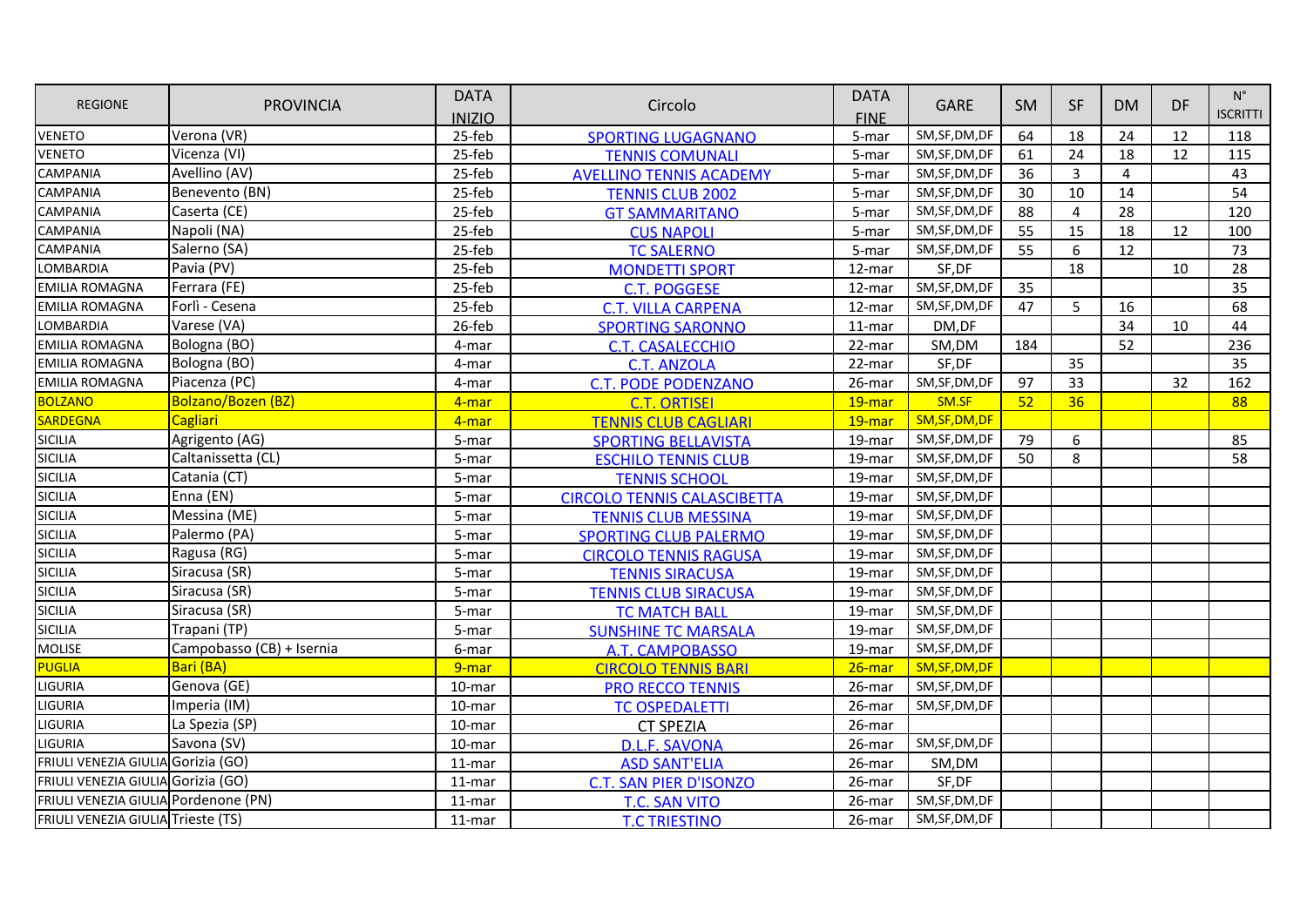| REGIONE | PROVINCIA | DATA INIZIO | Circolo | DATA FINE | GARE | SM | SF | DM | DF | N° ISCRITTI |
|---|---|---|---|---|---|---|---|---|---|---|
| VENETO | Verona (VR) | 25-feb | SPORTING LUGAGNANO | 5-mar | SM,SF,DM,DF | 64 | 18 | 24 | 12 | 118 |
| VENETO | Vicenza (VI) | 25-feb | TENNIS COMUNALI | 5-mar | SM,SF,DM,DF | 61 | 24 | 18 | 12 | 115 |
| CAMPANIA | Avellino (AV) | 25-feb | AVELLINO TENNIS ACADEMY | 5-mar | SM,SF,DM,DF | 36 | 3 | 4 | | 43 |
| CAMPANIA | Benevento (BN) | 25-feb | TENNIS CLUB 2002 | 5-mar | SM,SF,DM,DF | 30 | 10 | 14 | | 54 |
| CAMPANIA | Caserta (CE) | 25-feb | GT SAMMARITANO | 5-mar | SM,SF,DM,DF | 88 | 4 | 28 | | 120 |
| CAMPANIA | Napoli (NA) | 25-feb | CUS NAPOLI | 5-mar | SM,SF,DM,DF | 55 | 15 | 18 | 12 | 100 |
| CAMPANIA | Salerno (SA) | 25-feb | TC SALERNO | 5-mar | SM,SF,DM,DF | 55 | 6 | 12 | | 73 |
| LOMBARDIA | Pavia (PV) | 25-feb | MONDETTI SPORT | 12-mar | SF,DF | | 18 | | 10 | 28 |
| EMILIA ROMAGNA | Ferrara (FE) | 25-feb | C.T. POGGESE | 12-mar | SM,SF,DM,DF | 35 | | | | 35 |
| EMILIA ROMAGNA | Forlì - Cesena | 25-feb | C.T. VILLA CARPENA | 12-mar | SM,SF,DM,DF | 47 | 5 | 16 | | 68 |
| LOMBARDIA | Varese (VA) | 26-feb | SPORTING SARONNO | 11-mar | DM,DF | | | 34 | 10 | 44 |
| EMILIA ROMAGNA | Bologna (BO) | 4-mar | C.T. CASALECCHIO | 22-mar | SM,DM | 184 | | 52 | | 236 |
| EMILIA ROMAGNA | Bologna (BO) | 4-mar | C.T. ANZOLA | 22-mar | SF,DF | | 35 | | | 35 |
| EMILIA ROMAGNA | Piacenza (PC) | 4-mar | C.T. PODE PODENZANO | 26-mar | SM,SF,DM,DF | 97 | 33 | | 32 | 162 |
| BOLZANO | Bolzano/Bozen (BZ) | 4-mar | C.T. ORTISEI | 19-mar | SM.SF | 52 | 36 | | | 88 |
| SARDEGNA | Cagliari | 4-mar | TENNIS CLUB CAGLIARI | 19-mar | SM,SF,DM,DF | | | | | |
| SICILIA | Agrigento (AG) | 5-mar | SPORTING BELLAVISTA | 19-mar | SM,SF,DM,DF | 79 | 6 | | | 85 |
| SICILIA | Caltanissetta (CL) | 5-mar | ESCHILO TENNIS CLUB | 19-mar | SM,SF,DM,DF | 50 | 8 | | | 58 |
| SICILIA | Catania (CT) | 5-mar | TENNIS SCHOOL | 19-mar | SM,SF,DM,DF | | | | | |
| SICILIA | Enna (EN) | 5-mar | CIRCOLO TENNIS CALASCIBETTA | 19-mar | SM,SF,DM,DF | | | | | |
| SICILIA | Messina (ME) | 5-mar | TENNIS CLUB MESSINA | 19-mar | SM,SF,DM,DF | | | | | |
| SICILIA | Palermo (PA) | 5-mar | SPORTING CLUB PALERMO | 19-mar | SM,SF,DM,DF | | | | | |
| SICILIA | Ragusa (RG) | 5-mar | CIRCOLO TENNIS RAGUSA | 19-mar | SM,SF,DM,DF | | | | | |
| SICILIA | Siracusa (SR) | 5-mar | TENNIS SIRACUSA | 19-mar | SM,SF,DM,DF | | | | | |
| SICILIA | Siracusa (SR) | 5-mar | TENNIS CLUB SIRACUSA | 19-mar | SM,SF,DM,DF | | | | | |
| SICILIA | Siracusa (SR) | 5-mar | TC MATCH BALL | 19-mar | SM,SF,DM,DF | | | | | |
| SICILIA | Trapani (TP) | 5-mar | SUNSHINE TC MARSALA | 19-mar | SM,SF,DM,DF | | | | | |
| MOLISE | Campobasso (CB) + Isernia | 6-mar | A.T. CAMPOBASSO | 19-mar | SM,SF,DM,DF | | | | | |
| PUGLIA | Bari (BA) | 9-mar | CIRCOLO TENNIS BARI | 26-mar | SM,SF,DM,DF | | | | | |
| LIGURIA | Genova (GE) | 10-mar | PRO RECCO TENNIS | 26-mar | SM,SF,DM,DF | | | | | |
| LIGURIA | Imperia (IM) | 10-mar | TC OSPEDALETTI | 26-mar | SM,SF,DM,DF | | | | | |
| LIGURIA | La Spezia (SP) | 10-mar | CT SPEZIA | 26-mar | | | | | | |
| LIGURIA | Savona (SV) | 10-mar | D.L.F. SAVONA | 26-mar | SM,SF,DM,DF | | | | | |
| FRIULI VENEZIA GIULIA | Gorizia (GO) | 11-mar | ASD SANT'ELIA | 26-mar | SM,DM | | | | | |
| FRIULI VENEZIA GIULIA | Gorizia (GO) | 11-mar | C.T. SAN PIER D'ISONZO | 26-mar | SF,DF | | | | | |
| FRIULI VENEZIA GIULIA | Pordenone (PN) | 11-mar | T.C. SAN VITO | 26-mar | SM,SF,DM,DF | | | | | |
| FRIULI VENEZIA GIULIA | Trieste (TS) | 11-mar | T.C TRIESTINO | 26-mar | SM,SF,DM,DF | | | | | |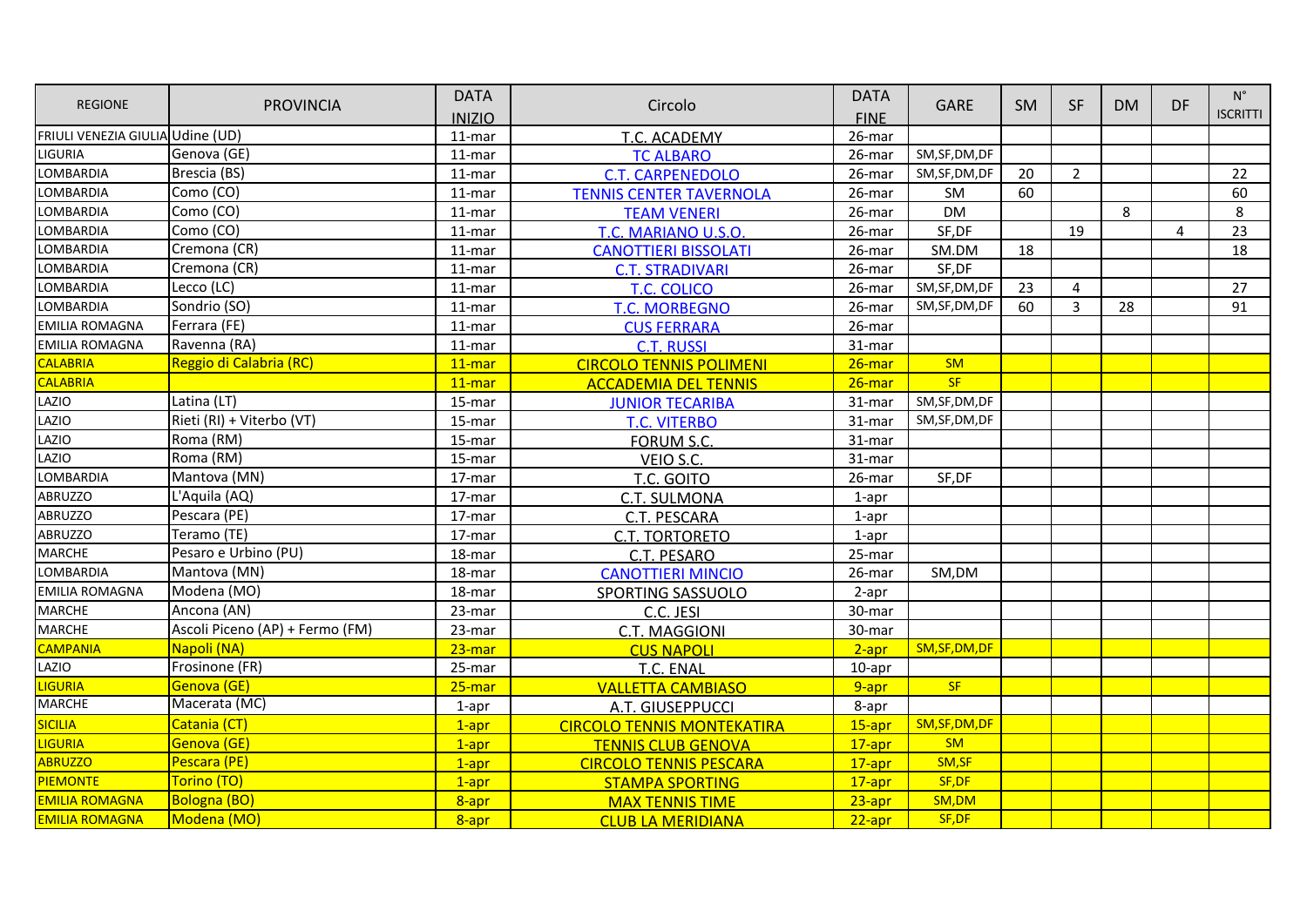| REGIONE | PROVINCIA | DATA INIZIO | Circolo | DATA FINE | GARE | SM | SF | DM | DF | N° ISCRITTI |
|---|---|---|---|---|---|---|---|---|---|---|
| FRIULI VENEZIA GIULIA | Udine (UD) | 11-mar | T.C. ACADEMY | 26-mar | | | | | | |
| LIGURIA | Genova (GE) | 11-mar | TC ALBARO | 26-mar | SM,SF,DM,DF | | | | | |
| LOMBARDIA | Brescia (BS) | 11-mar | C.T. CARPENEDOLO | 26-mar | SM,SF,DM,DF | 20 | 2 | | | 22 |
| LOMBARDIA | Como (CO) | 11-mar | TENNIS CENTER TAVERNOLA | 26-mar | SM | 60 | | | | 60 |
| LOMBARDIA | Como (CO) | 11-mar | TEAM VENERI | 26-mar | DM | | | 8 | | 8 |
| LOMBARDIA | Como (CO) | 11-mar | T.C. MARIANO U.S.O. | 26-mar | SF,DF | | 19 | | 4 | 23 |
| LOMBARDIA | Cremona (CR) | 11-mar | CANOTTIERI BISSOLATI | 26-mar | SM.DM | 18 | | | | 18 |
| LOMBARDIA | Cremona (CR) | 11-mar | C.T. STRADIVARI | 26-mar | SF,DF | | | | | |
| LOMBARDIA | Lecco (LC) | 11-mar | T.C. COLICO | 26-mar | SM,SF,DM,DF | 23 | 4 | | | 27 |
| LOMBARDIA | Sondrio (SO) | 11-mar | T.C. MORBEGNO | 26-mar | SM,SF,DM,DF | 60 | 3 | 28 | | 91 |
| EMILIA ROMAGNA | Ferrara (FE) | 11-mar | CUS FERRARA | 26-mar | | | | | | |
| EMILIA ROMAGNA | Ravenna (RA) | 11-mar | C.T. RUSSI | 31-mar | | | | | | |
| CALABRIA | Reggio di Calabria (RC) | 11-mar | CIRCOLO TENNIS POLIMENI | 26-mar | SM | | | | | |
| CALABRIA | | 11-mar | ACCADEMIA DEL TENNIS | 26-mar | SF | | | | | |
| LAZIO | Latina (LT) | 15-mar | JUNIOR TECARIBA | 31-mar | SM,SF,DM,DF | | | | | |
| LAZIO | Rieti (RI) + Viterbo (VT) | 15-mar | T.C. VITERBO | 31-mar | SM,SF,DM,DF | | | | | |
| LAZIO | Roma (RM) | 15-mar | FORUM S.C. | 31-mar | | | | | | |
| LAZIO | Roma (RM) | 15-mar | VEIO S.C. | 31-mar | | | | | | |
| LOMBARDIA | Mantova (MN) | 17-mar | T.C. GOITO | 26-mar | SF,DF | | | | | |
| ABRUZZO | L'Aquila (AQ) | 17-mar | C.T. SULMONA | 1-apr | | | | | | |
| ABRUZZO | Pescara (PE) | 17-mar | C.T. PESCARA | 1-apr | | | | | | |
| ABRUZZO | Teramo (TE) | 17-mar | C.T. TORTORETO | 1-apr | | | | | | |
| MARCHE | Pesaro e Urbino (PU) | 18-mar | C.T. PESARO | 25-mar | | | | | | |
| LOMBARDIA | Mantova (MN) | 18-mar | CANOTTIERI MINCIO | 26-mar | SM,DM | | | | | |
| EMILIA ROMAGNA | Modena (MO) | 18-mar | SPORTING SASSUOLO | 2-apr | | | | | | |
| MARCHE | Ancona (AN) | 23-mar | C.C. JESI | 30-mar | | | | | | |
| MARCHE | Ascoli Piceno (AP) + Fermo (FM) | 23-mar | C.T. MAGGIONI | 30-mar | | | | | | |
| CAMPANIA | Napoli (NA) | 23-mar | CUS NAPOLI | 2-apr | SM,SF,DM,DF | | | | | |
| LAZIO | Frosinone (FR) | 25-mar | T.C. ENAL | 10-apr | | | | | | |
| LIGURIA | Genova (GE) | 25-mar | VALLETTA CAMBIASO | 9-apr | SF | | | | | |
| MARCHE | Macerata (MC) | 1-apr | A.T. GIUSEPPUCCI | 8-apr | | | | | | |
| SICILIA | Catania (CT) | 1-apr | CIRCOLO TENNIS MONTEKATIRA | 15-apr | SM,SF,DM,DF | | | | | |
| LIGURIA | Genova (GE) | 1-apr | TENNIS CLUB GENOVA | 17-apr | SM | | | | | |
| ABRUZZO | Pescara (PE) | 1-apr | CIRCOLO TENNIS PESCARA | 17-apr | SM,SF | | | | | |
| PIEMONTE | Torino (TO) | 1-apr | STAMPA SPORTING | 17-apr | SF,DF | | | | | |
| EMILIA ROMAGNA | Bologna (BO) | 8-apr | MAX TENNIS TIME | 23-apr | SM,DM | | | | | |
| EMILIA ROMAGNA | Modena (MO) | 8-apr | CLUB LA MERIDIANA | 22-apr | SF,DF | | | | | |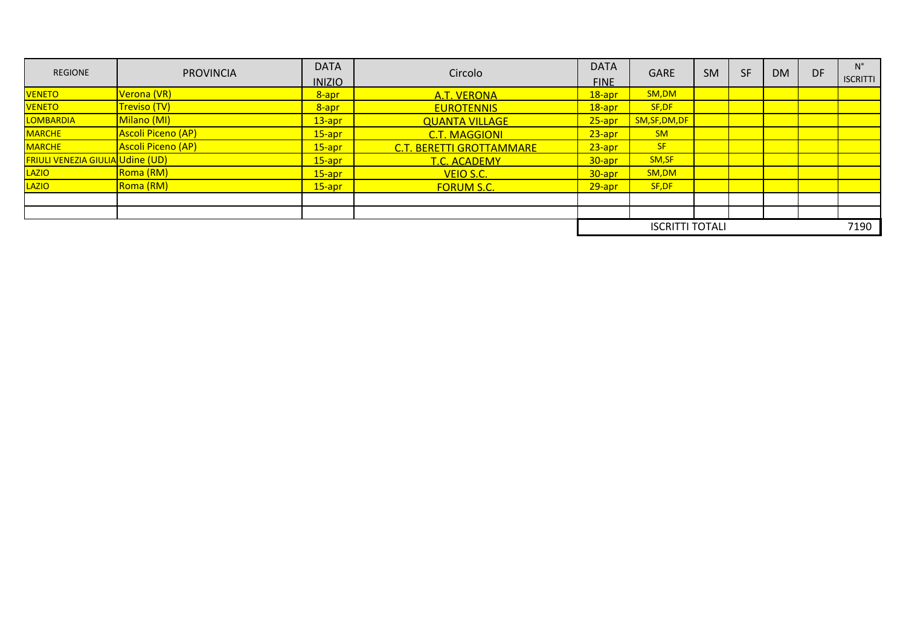| REGIONE | PROVINCIA | DATA INIZIO | Circolo | DATA FINE | GARE | SM | SF | DM | DF | N° ISCRITTI |
|---|---|---|---|---|---|---|---|---|---|---|
| VENETO | Verona (VR) | 8-apr | A.T. VERONA | 18-apr | SM,DM | | | | | |
| VENETO | Treviso (TV) | 8-apr | EUROTENNIS | 18-apr | SF,DF | | | | | |
| LOMBARDIA | Milano (MI) | 13-apr | QUANTA VILLAGE | 25-apr | SM,SF,DM,DF | | | | | |
| MARCHE | Ascoli Piceno (AP) | 15-apr | C.T. MAGGIONI | 23-apr | SM | | | | | |
| MARCHE | Ascoli Piceno (AP) | 15-apr | C.T. BERETTI GROTTAMMARE | 23-apr | SF | | | | | |
| FRIULI VENEZIA GIULIA | Udine (UD) | 15-apr | T.C. ACADEMY | 30-apr | SM,SF | | | | | |
| LAZIO | Roma (RM) | 15-apr | VEIO S.C. | 30-apr | SM,DM | | | | | |
| LAZIO | Roma (RM) | 15-apr | FORUM S.C. | 29-apr | SF,DF | | | | | |
| | | | | | | | | | | |
| | | | | | | | | | | |
| | | | | ISCRITTI TOTALI | | | | | | 7190 |